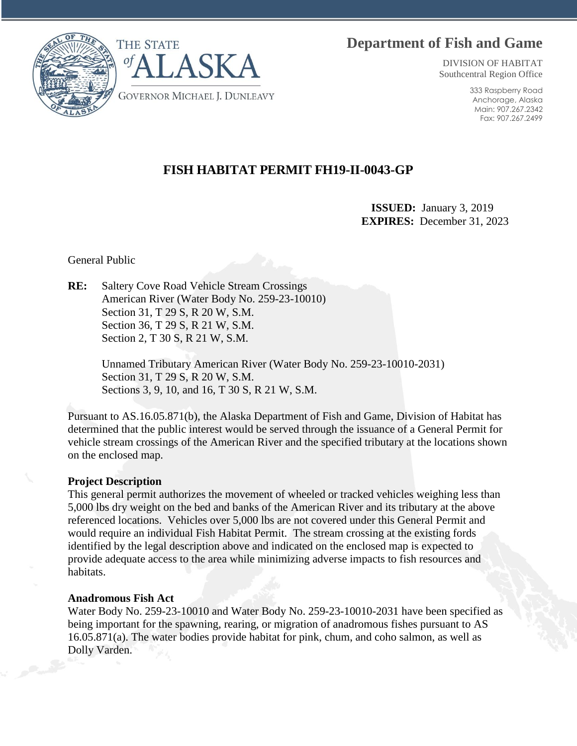THE STATE of ALASKA

GOVERNOR MICHAEL J. DUNLEAVY

# Department of Fish and Game

DIVISION OF HABITAT
Southcentral Region Office

333 Raspberry Road
Anchorage, Alaska
Main: 907.267.2342
Fax: 907.267.2499

## FISH HABITAT PERMIT FH19-II-0043-GP

**ISSUED:** January 3, 2019
**EXPIRES:** December 31, 2023

General Public

**RE:** Saltery Cove Road Vehicle Stream Crossings
American River (Water Body No. 259-23-10010)
Section 31, T 29 S, R 20 W, S.M.
Section 36, T 29 S, R 21 W, S.M.
Section 2, T 30 S, R 21 W, S.M.

Unnamed Tributary American River (Water Body No. 259-23-10010-2031)
Section 31, T 29 S, R 20 W, S.M.
Sections 3, 9, 10, and 16, T 30 S, R 21 W, S.M.

Pursuant to AS.16.05.871(b), the Alaska Department of Fish and Game, Division of Habitat has determined that the public interest would be served through the issuance of a General Permit for vehicle stream crossings of the American River and the specified tributary at the locations shown on the enclosed map.

**Project Description**

This general permit authorizes the movement of wheeled or tracked vehicles weighing less than 5,000 lbs dry weight on the bed and banks of the American River and its tributary at the above referenced locations. Vehicles over 5,000 lbs are not covered under this General Permit and would require an individual Fish Habitat Permit. The stream crossing at the existing fords identified by the legal description above and indicated on the enclosed map is expected to provide adequate access to the area while minimizing adverse impacts to fish resources and habitats.

**Anadromous Fish Act**

Water Body No. 259-23-10010 and Water Body No. 259-23-10010-2031 have been specified as being important for the spawning, rearing, or migration of anadromous fishes pursuant to AS 16.05.871(a). The water bodies provide habitat for pink, chum, and coho salmon, as well as Dolly Varden.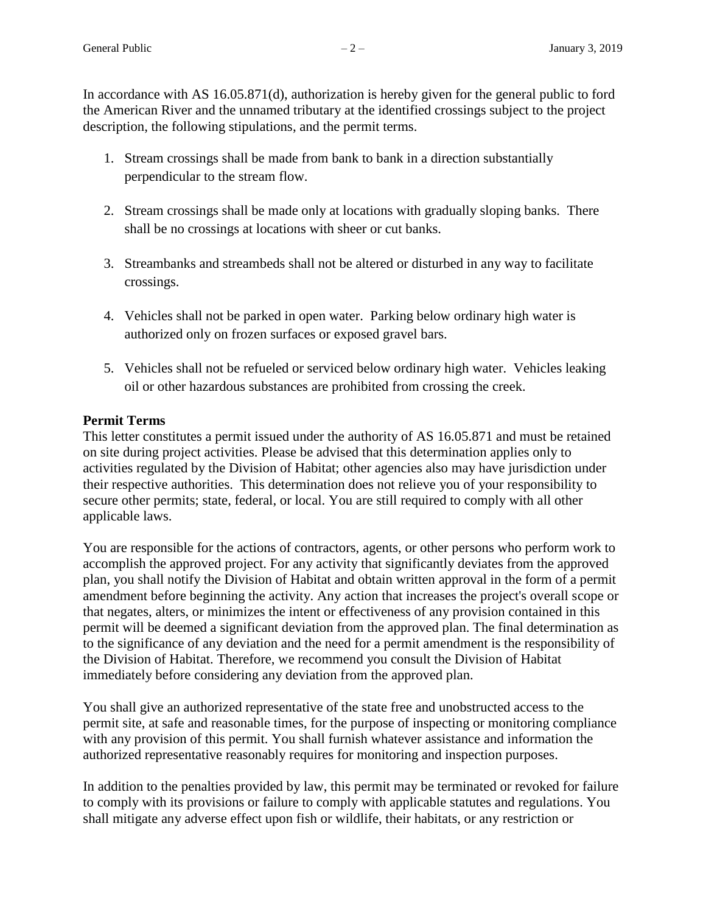In accordance with AS 16.05.871(d), authorization is hereby given for the general public to ford the American River and the unnamed tributary at the identified crossings subject to the project description, the following stipulations, and the permit terms.

1. Stream crossings shall be made from bank to bank in a direction substantially perpendicular to the stream flow.
2. Stream crossings shall be made only at locations with gradually sloping banks. There shall be no crossings at locations with sheer or cut banks.
3. Streambanks and streambeds shall not be altered or disturbed in any way to facilitate crossings.
4. Vehicles shall not be parked in open water. Parking below ordinary high water is authorized only on frozen surfaces or exposed gravel bars.
5. Vehicles shall not be refueled or serviced below ordinary high water. Vehicles leaking oil or other hazardous substances are prohibited from crossing the creek.

**Permit Terms**

This letter constitutes a permit issued under the authority of AS 16.05.871 and must be retained on site during project activities. Please be advised that this determination applies only to activities regulated by the Division of Habitat; other agencies also may have jurisdiction under their respective authorities. This determination does not relieve you of your responsibility to secure other permits; state, federal, or local. You are still required to comply with all other applicable laws.

You are responsible for the actions of contractors, agents, or other persons who perform work to accomplish the approved project. For any activity that significantly deviates from the approved plan, you shall notify the Division of Habitat and obtain written approval in the form of a permit amendment before beginning the activity. Any action that increases the project's overall scope or that negates, alters, or minimizes the intent or effectiveness of any provision contained in this permit will be deemed a significant deviation from the approved plan. The final determination as to the significance of any deviation and the need for a permit amendment is the responsibility of the Division of Habitat. Therefore, we recommend you consult the Division of Habitat immediately before considering any deviation from the approved plan.

You shall give an authorized representative of the state free and unobstructed access to the permit site, at safe and reasonable times, for the purpose of inspecting or monitoring compliance with any provision of this permit. You shall furnish whatever assistance and information the authorized representative reasonably requires for monitoring and inspection purposes.

In addition to the penalties provided by law, this permit may be terminated or revoked for failure to comply with its provisions or failure to comply with applicable statutes and regulations. You shall mitigate any adverse effect upon fish or wildlife, their habitats, or any restriction or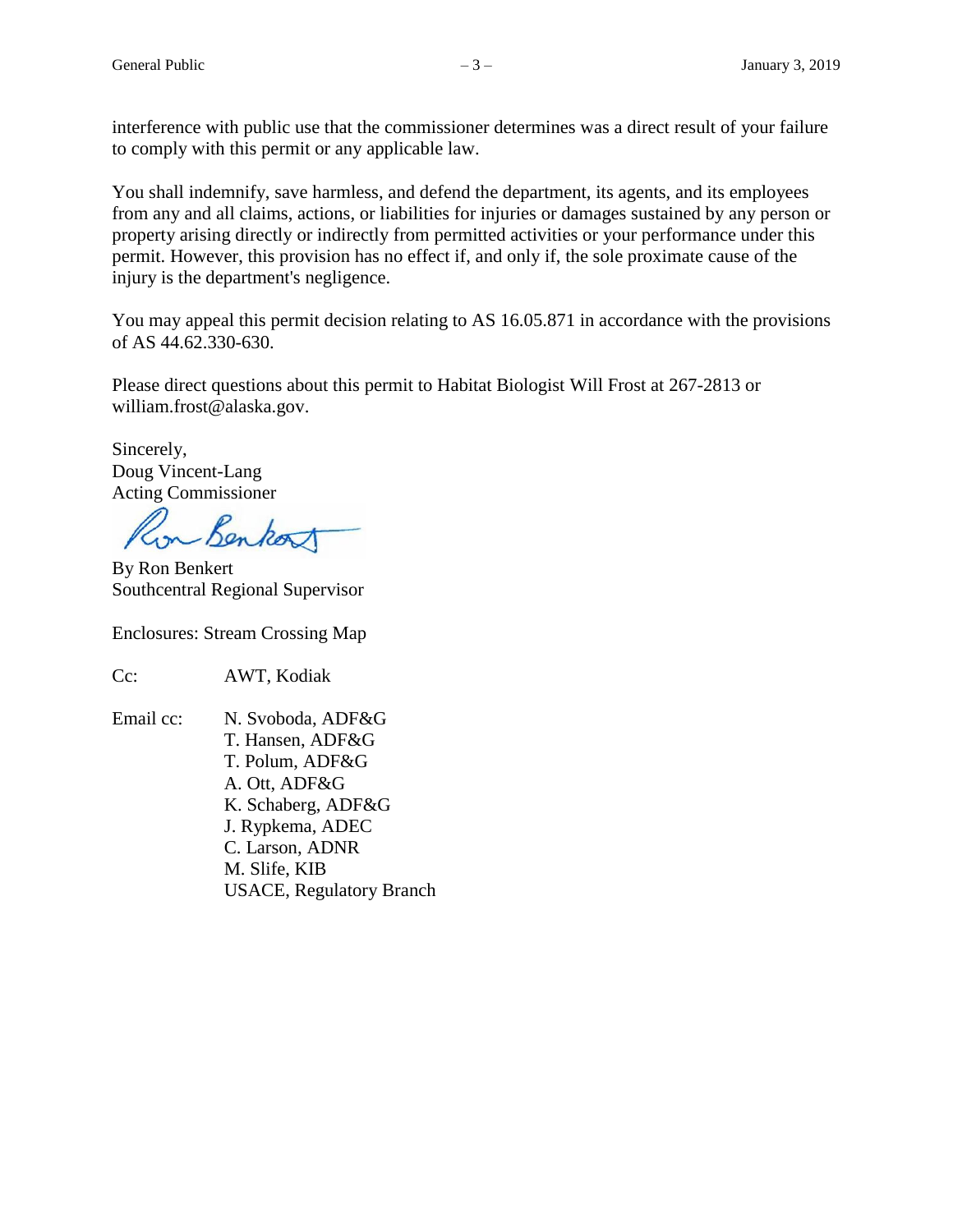interference with public use that the commissioner determines was a direct result of your failure to comply with this permit or any applicable law.

You shall indemnify, save harmless, and defend the department, its agents, and its employees from any and all claims, actions, or liabilities for injuries or damages sustained by any person or property arising directly or indirectly from permitted activities or your performance under this permit. However, this provision has no effect if, and only if, the sole proximate cause of the injury is the department's negligence.

You may appeal this permit decision relating to AS 16.05.871 in accordance with the provisions of AS 44.62.330-630.

Please direct questions about this permit to Habitat Biologist Will Frost at 267-2813 or william.frost@alaska.gov.

Sincerely,
Doug Vincent-Lang
Acting Commissioner

By Ron Benkert
Southcentral Regional Supervisor

Enclosures: Stream Crossing Map

Cc: AWT, Kodiak

Email cc:
N. Svoboda, ADF&G
T. Hansen, ADF&G
T. Polum, ADF&G
A. Ott, ADF&G
K. Schaberg, ADF&G
J. Rypkema, ADEC
C. Larson, ADNR
M. Slife, KIB
USACE, Regulatory Branch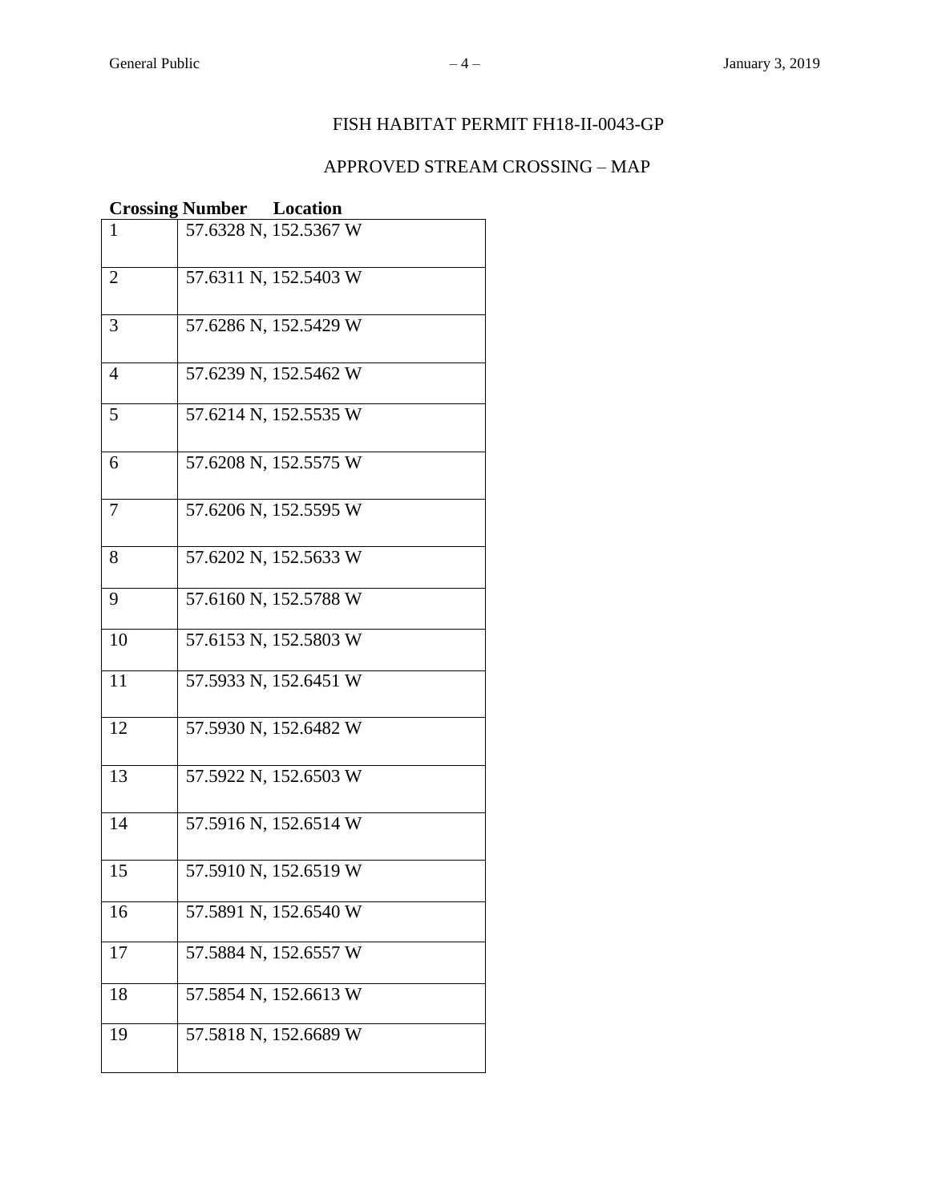FISH HABITAT PERMIT FH18-II-0043-GP

APPROVED STREAM CROSSING – MAP

| Crossing Number | Location |
|---|---|
| 1 | 57.6328 N, 152.5367 W |
| 2 | 57.6311 N, 152.5403 W |
| 3 | 57.6286 N, 152.5429 W |
| 4 | 57.6239 N, 152.5462 W |
| 5 | 57.6214 N, 152.5535 W |
| 6 | 57.6208 N, 152.5575 W |
| 7 | 57.6206 N, 152.5595 W |
| 8 | 57.6202 N, 152.5633 W |
| 9 | 57.6160 N, 152.5788 W |
| 10 | 57.6153 N, 152.5803 W |
| 11 | 57.5933 N, 152.6451 W |
| 12 | 57.5930 N, 152.6482 W |
| 13 | 57.5922 N, 152.6503 W |
| 14 | 57.5916 N, 152.6514 W |
| 15 | 57.5910 N, 152.6519 W |
| 16 | 57.5891 N, 152.6540 W |
| 17 | 57.5884 N, 152.6557 W |
| 18 | 57.5854 N, 152.6613 W |
| 19 | 57.5818 N, 152.6689 W |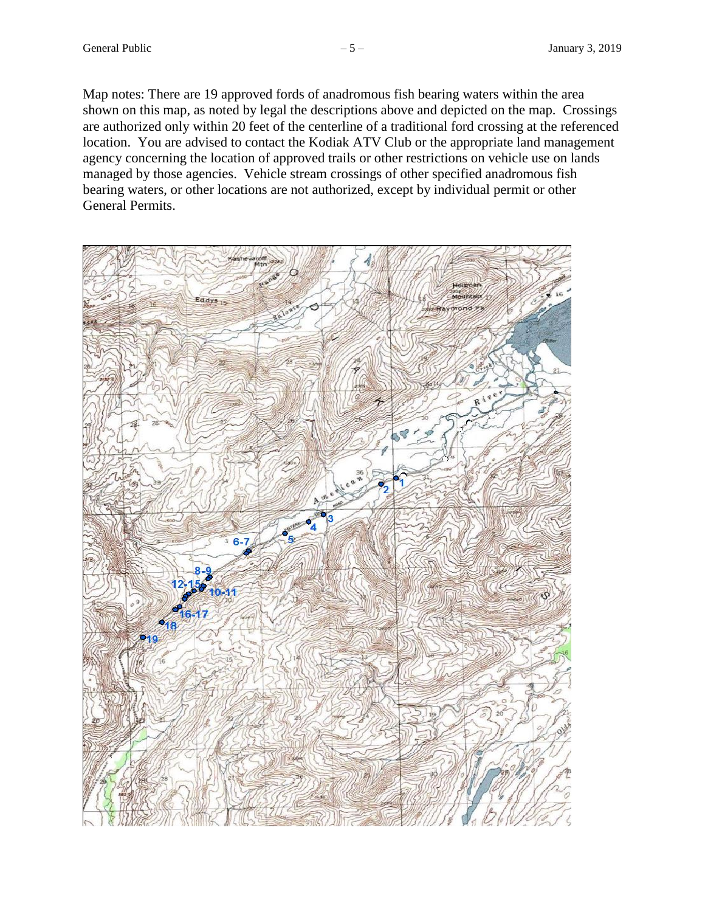Map notes: There are 19 approved fords of anadromous fish bearing waters within the area shown on this map, as noted by legal the descriptions above and depicted on the map. Crossings are authorized only within 20 feet of the centerline of a traditional ford crossing at the referenced location. You are advised to contact the Kodiak ATV Club or the appropriate land management agency concerning the location of approved trails or other restrictions on vehicle use on lands managed by those agencies. Vehicle stream crossings of other specified anadromous fish bearing waters, or other locations are not authorized, except by individual permit or other General Permits.